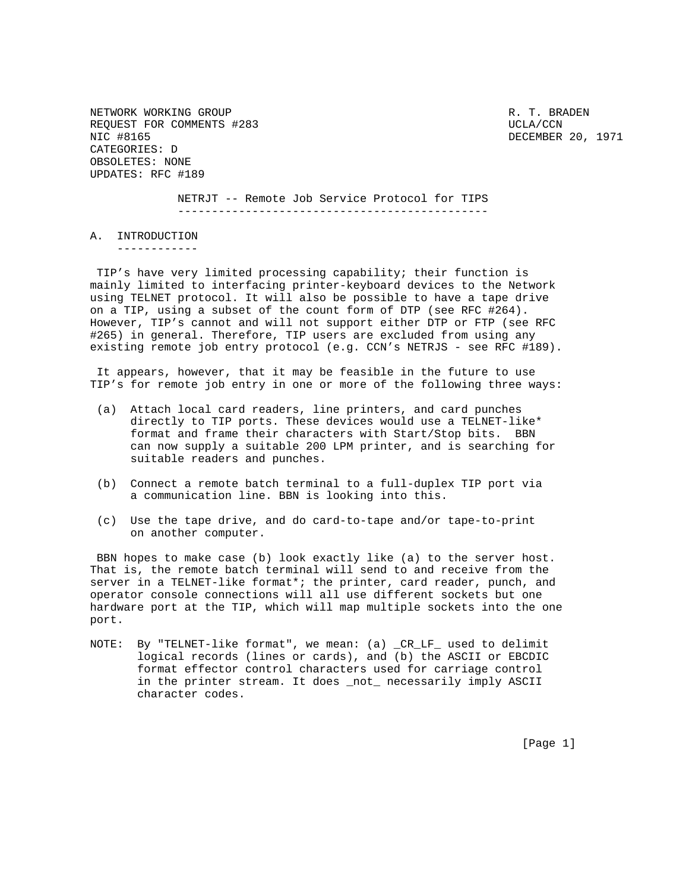NETWORK WORKING GROUP R. T. BRADEN
REQUEST FOR COMMENTS #283 UCLA/CCN
NIC #8165 DECEMBER 20, 1971
CATEGORIES: D
OBSOLETES: NONE
UPDATES: RFC #189

# NETRJT -- Remote Job Service Protocol for TIPS

## A. INTRODUCTION

TIP's have very limited processing capability; their function is mainly limited to interfacing printer-keyboard devices to the Network using TELNET protocol. It will also be possible to have a tape drive on a TIP, using a subset of the count form of DTP (see RFC #264). However, TIP's cannot and will not support either DTP or FTP (see RFC #265) in general. Therefore, TIP users are excluded from using any existing remote job entry protocol (e.g. CCN's NETRJS - see RFC #189).

It appears, however, that it may be feasible in the future to use TIP's for remote job entry in one or more of the following three ways:

- (a) Attach local card readers, line printers, and card punches directly to TIP ports. These devices would use a TELNET-like* format and frame their characters with Start/Stop bits. BBN can now supply a suitable 200 LPM printer, and is searching for suitable readers and punches.

- (b) Connect a remote batch terminal to a full-duplex TIP port via a communication line. BBN is looking into this.

- (c) Use the tape drive, and do card-to-tape and/or tape-to-print on another computer.

BBN hopes to make case (b) look exactly like (a) to the server host. That is, the remote batch terminal will send to and receive from the server in a TELNET-like format*; the printer, card reader, punch, and operator console connections will all use different sockets but one hardware port at the TIP, which will map multiple sockets into the one port.

NOTE: By "TELNET-like format", we mean: (a) _CR_LF_ used to delimit logical records (lines or cards), and (b) the ASCII or EBCDIC format effector control characters used for carriage control in the printer stream. It does _not_ necessarily imply ASCII character codes.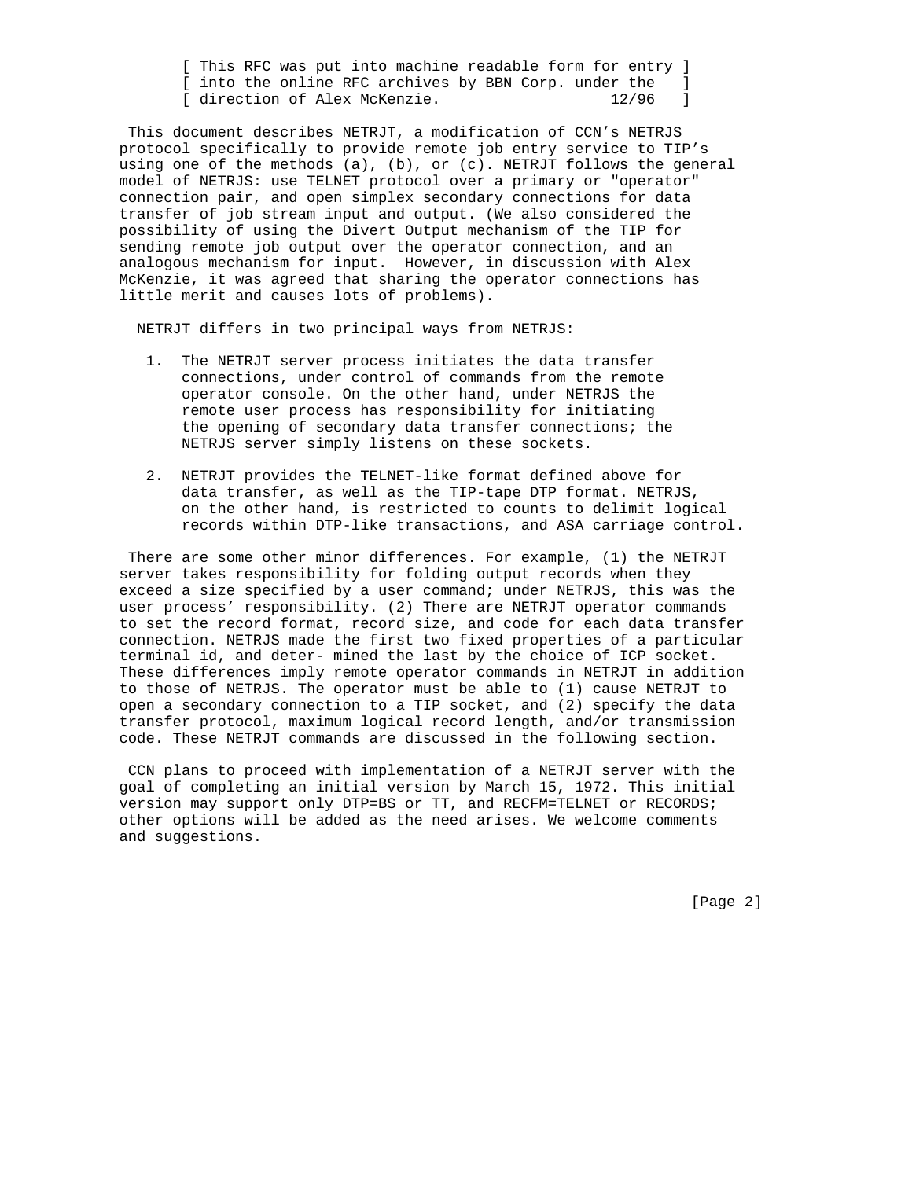[ This RFC was put into machine readable form for entry ]
[ into the online RFC archives by BBN Corp. under the ]
[ direction of Alex McKenzie. 12/96 ]

This document describes NETRJT, a modification of CCN's NETRJS protocol specifically to provide remote job entry service to TIP's using one of the methods (a), (b), or (c). NETRJT follows the general model of NETRJS: use TELNET protocol over a primary or "operator" connection pair, and open simplex secondary connections for data transfer of job stream input and output. (We also considered the possibility of using the Divert Output mechanism of the TIP for sending remote job output over the operator connection, and an analogous mechanism for input. However, in discussion with Alex McKenzie, it was agreed that sharing the operator connections has little merit and causes lots of problems).

NETRJT differs in two principal ways from NETRJS:

1. The NETRJT server process initiates the data transfer connections, under control of commands from the remote operator console. On the other hand, under NETRJS the remote user process has responsibility for initiating the opening of secondary data transfer connections; the NETRJS server simply listens on these sockets.

2. NETRJT provides the TELNET-like format defined above for data transfer, as well as the TIP-tape DTP format. NETRJS, on the other hand, is restricted to counts to delimit logical records within DTP-like transactions, and ASA carriage control.

There are some other minor differences. For example, (1) the NETRJT server takes responsibility for folding output records when they exceed a size specified by a user command; under NETRJS, this was the user process' responsibility. (2) There are NETRJT operator commands to set the record format, record size, and code for each data transfer connection. NETRJS made the first two fixed properties of a particular terminal id, and deter- mined the last by the choice of ICP socket. These differences imply remote operator commands in NETRJT in addition to those of NETRJS. The operator must be able to (1) cause NETRJT to open a secondary connection to a TIP socket, and (2) specify the data transfer protocol, maximum logical record length, and/or transmission code. These NETRJT commands are discussed in the following section.

CCN plans to proceed with implementation of a NETRJT server with the goal of completing an initial version by March 15, 1972. This initial version may support only DTP=BS or TT, and RECFM=TELNET or RECORDS; other options will be added as the need arises. We welcome comments and suggestions.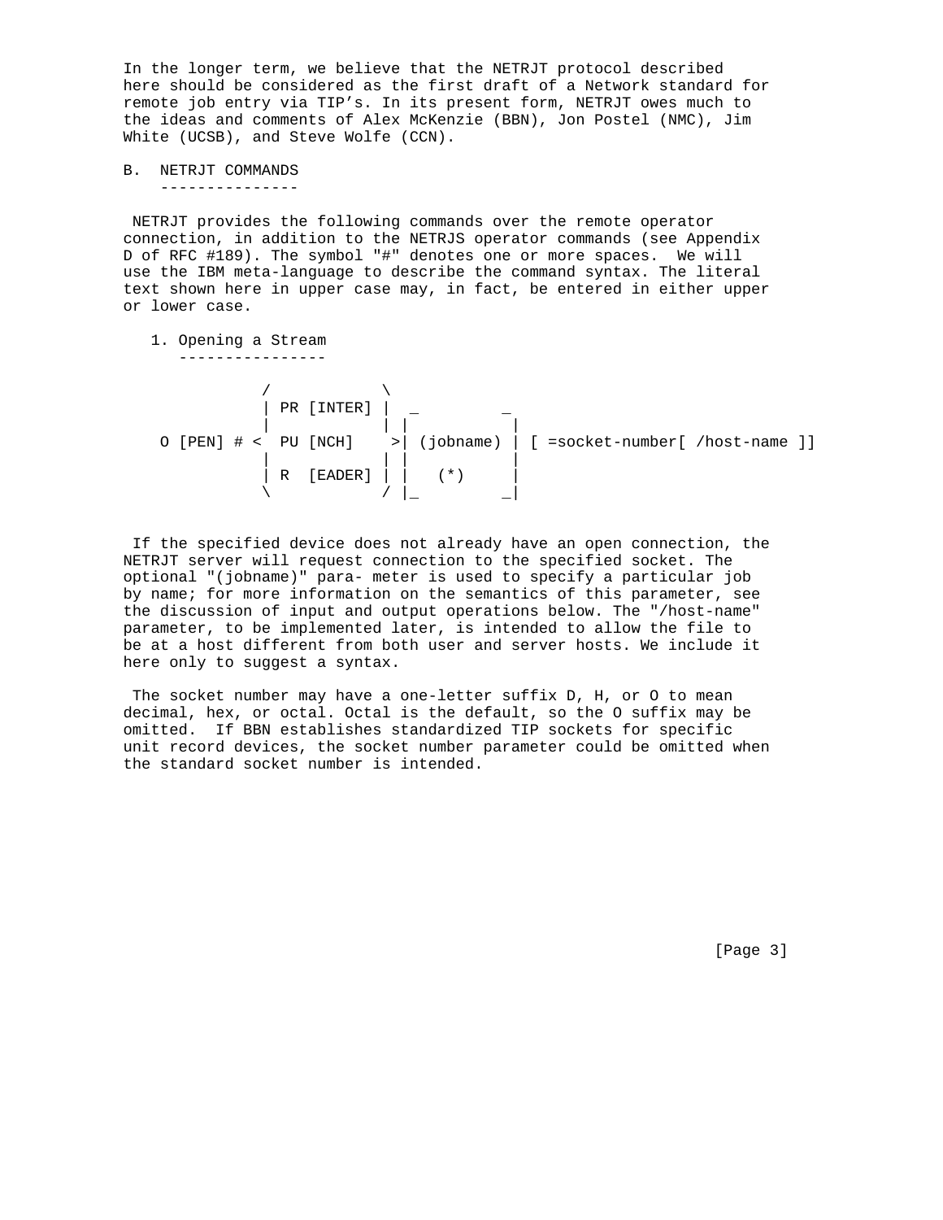In the longer term, we believe that the NETRJT protocol described here should be considered as the first draft of a Network standard for remote job entry via TIP's. In its present form, NETRJT owes much to the ideas and comments of Alex McKenzie (BBN), Jon Postel (NMC), Jim White (UCSB), and Steve Wolfe (CCN).

## B. NETRJT COMMANDS

NETRJT provides the following commands over the remote operator connection, in addition to the NETRJS operator commands (see Appendix D of RFC #189). The symbol "#" denotes one or more spaces. We will use the IBM meta-language to describe the command syntax. The literal text shown here in upper case may, in fact, be entered in either upper or lower case.

### 1. Opening a Stream

```
            /            \
            | PR [INTER] |  _         _
            |            | |           |
O [PEN] # <  PU [NCH]    >| (jobname) | [ =socket-number[ /host-name ]]
            |            | |           |
            | R  [EADER] | |   (*)     |
            \            / |_         _|
```

If the specified device does not already have an open connection, the NETRJT server will request connection to the specified socket. The optional "(jobname)" para- meter is used to specify a particular job by name; for more information on the semantics of this parameter, see the discussion of input and output operations below. The "/host-name" parameter, to be implemented later, is intended to allow the file to be at a host different from both user and server hosts. We include it here only to suggest a syntax.

The socket number may have a one-letter suffix D, H, or O to mean decimal, hex, or octal. Octal is the default, so the O suffix may be omitted. If BBN establishes standardized TIP sockets for specific unit record devices, the socket number parameter could be omitted when the standard socket number is intended.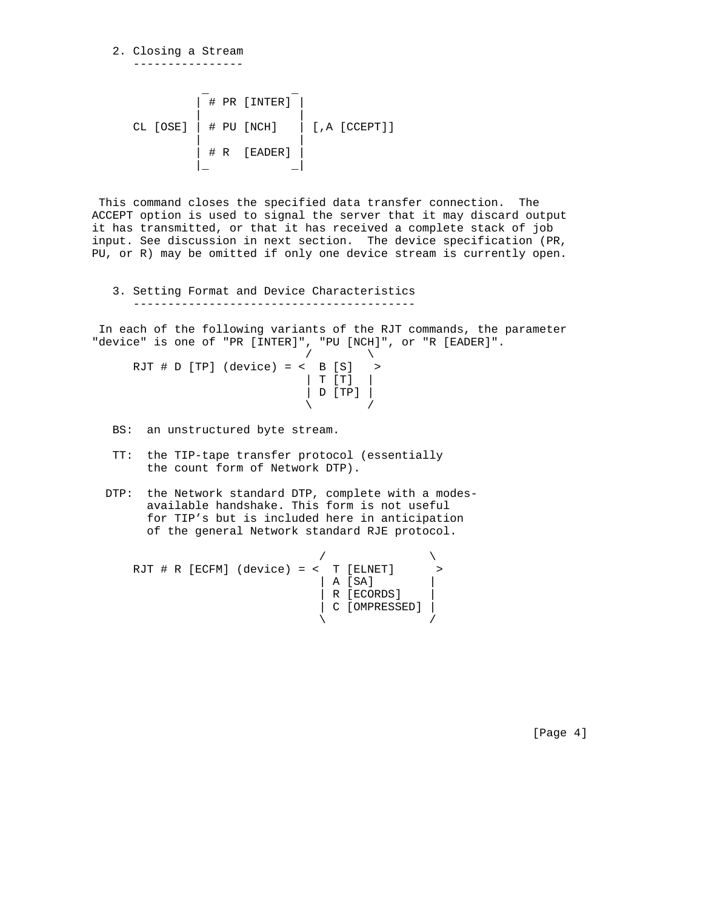2. Closing a Stream

```
             _             _
            | # PR [INTER] |
            |              |
   CL [OSE] | # PU [NCH]   | [,A [CCEPT]]
            |              |
            | # R  [EADER] |
            |_            _|
```

This command closes the specified data transfer connection. The ACCEPT option is used to signal the server that it may discard output it has transmitted, or that it has received a complete stack of job input. See discussion in next section. The device specification (PR, PU, or R) may be omitted if only one device stream is currently open.

3. Setting Format and Device Characteristics

In each of the following variants of the RJT commands, the parameter "device" is one of "PR [INTER]", "PU [NCH]", or "R [EADER]".

```
                               /        \
   RJT # D [TP] (device) = <  B [S]    >
                              | T [T]  |
                              | D [TP] |
                               \        /
```

BS: an unstructured byte stream.

TT: the TIP-tape transfer protocol (essentially the count form of Network DTP).

DTP: the Network standard DTP, complete with a modes-available handshake. This form is not useful for TIP's but is included here in anticipation of the general Network standard RJE protocol.

```
                                 /               \
   RJT # R [ECFM] (device) = <  T [ELNET]       >
                                | A [SA]         |
                                | R [ECORDS]     |
                                | C [OMPRESSED]  |
                                 \               /
```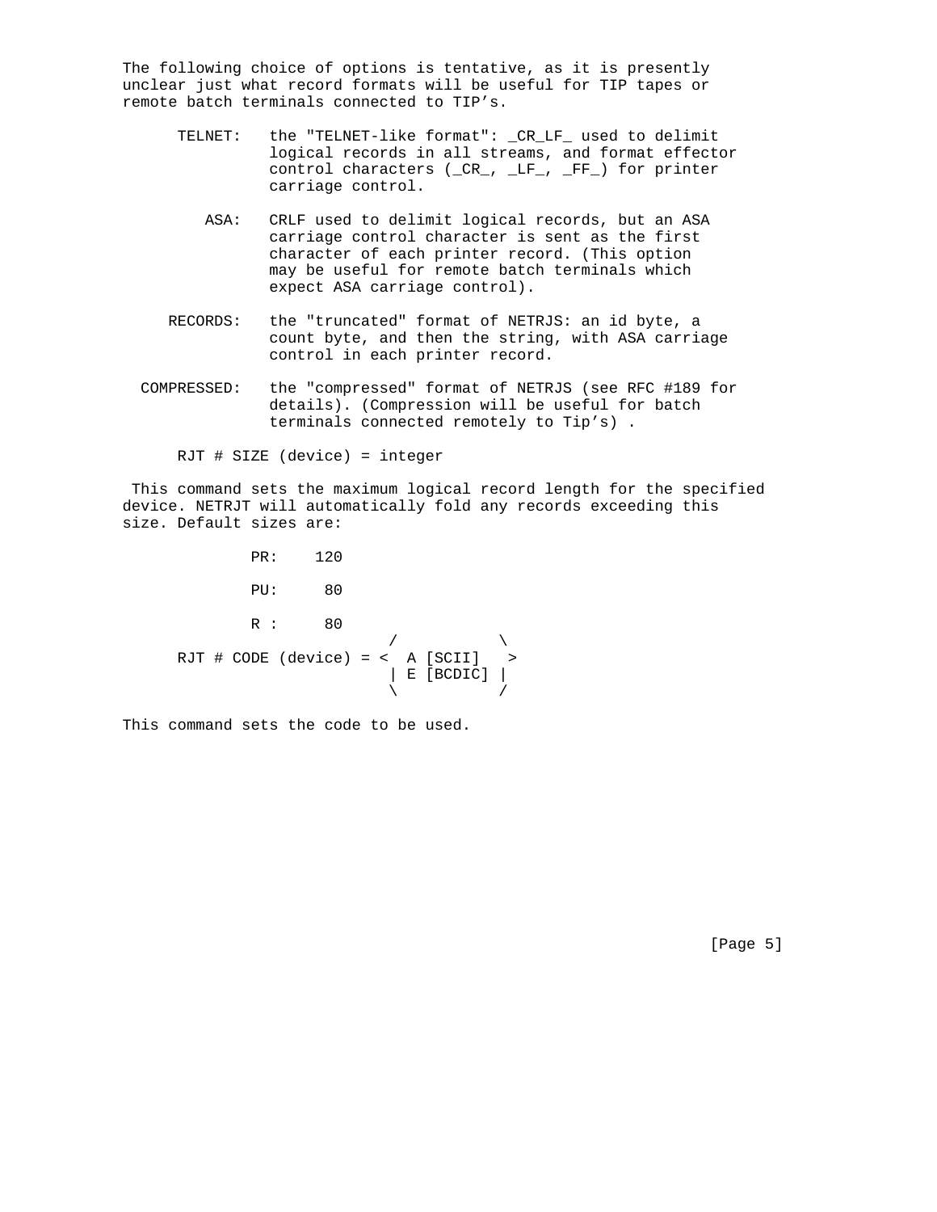The following choice of options is tentative, as it is presently unclear just what record formats will be useful for TIP tapes or remote batch terminals connected to TIP's.

TELNET: the "TELNET-like format": _CR_LF_ used to delimit logical records in all streams, and format effector control characters (_CR_, _LF_, _FF_) for printer carriage control.

ASA: CRLF used to delimit logical records, but an ASA carriage control character is sent as the first character of each printer record. (This option may be useful for remote batch terminals which expect ASA carriage control).

RECORDS: the "truncated" format of NETRJS: an id byte, a count byte, and then the string, with ASA carriage control in each printer record.

COMPRESSED: the "compressed" format of NETRJS (see RFC #189 for details). (Compression will be useful for batch terminals connected remotely to Tip's) .

```
RJT # SIZE (device) = integer
```

This command sets the maximum logical record length for the specified device. NETRJT will automatically fold any records exceeding this size. Default sizes are:

```
PR:    120

PU:     80

R :     80
```

```
                         /           \
RJT # CODE (device) = <  A [SCII]    >
                        | E [BCDIC] |
                         \           /
```

This command sets the code to be used.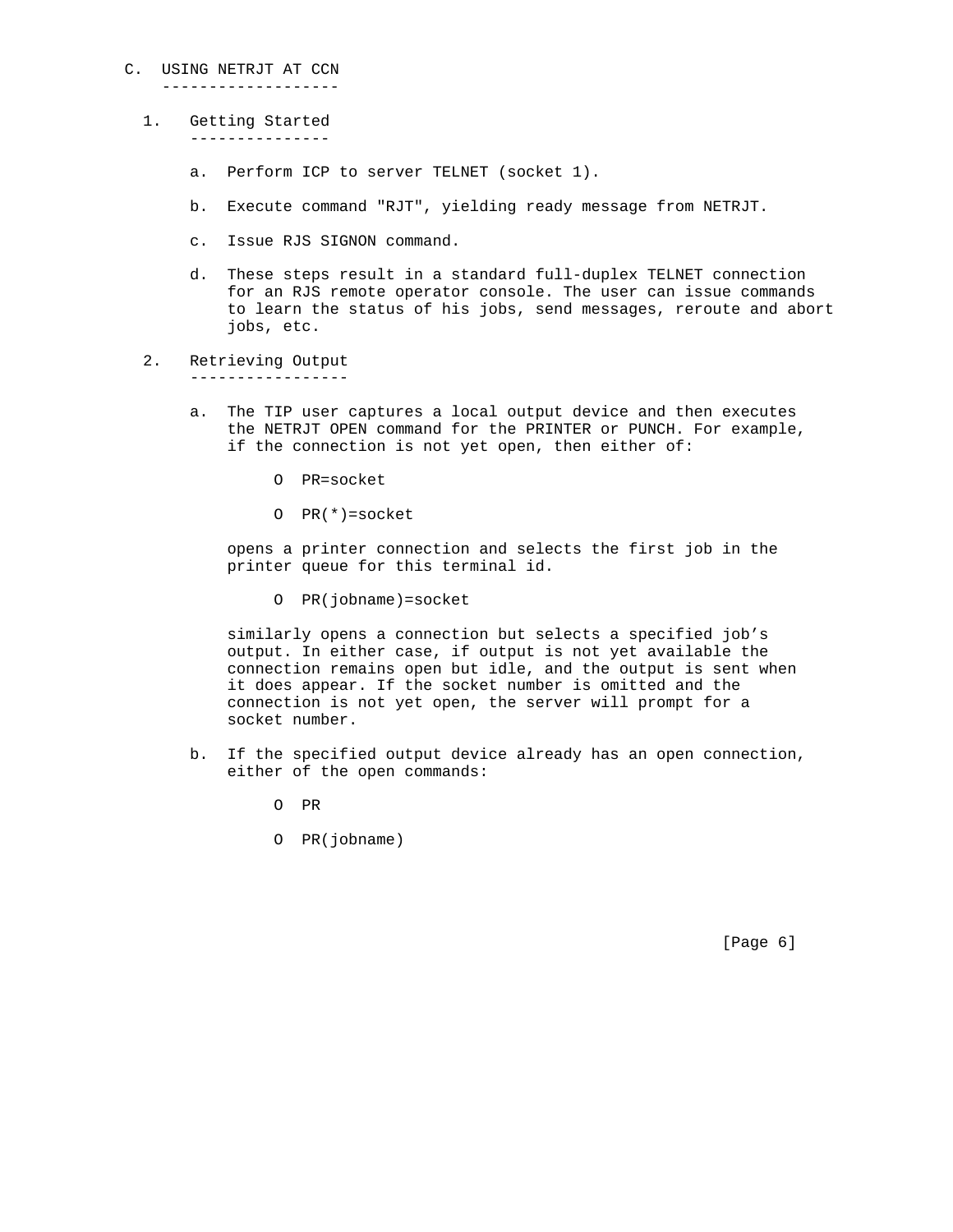## C. USING NETRJT AT CCN

### 1. Getting Started

a. Perform ICP to server TELNET (socket 1).

b. Execute command "RJT", yielding ready message from NETRJT.

c. Issue RJS SIGNON command.

d. These steps result in a standard full-duplex TELNET connection for an RJS remote operator console. The user can issue commands to learn the status of his jobs, send messages, reroute and abort jobs, etc.

### 2. Retrieving Output

a. The TIP user captures a local output device and then executes the NETRJT OPEN command for the PRINTER or PUNCH. For example, if the connection is not yet open, then either of:

```
O  PR=socket

O  PR(*)=socket
```

opens a printer connection and selects the first job in the printer queue for this terminal id.

```
O  PR(jobname)=socket
```

similarly opens a connection but selects a specified job's output. In either case, if output is not yet available the connection remains open but idle, and the output is sent when it does appear. If the socket number is omitted and the connection is not yet open, the server will prompt for a socket number.

b. If the specified output device already has an open connection, either of the open commands:

```
O  PR

O  PR(jobname)
```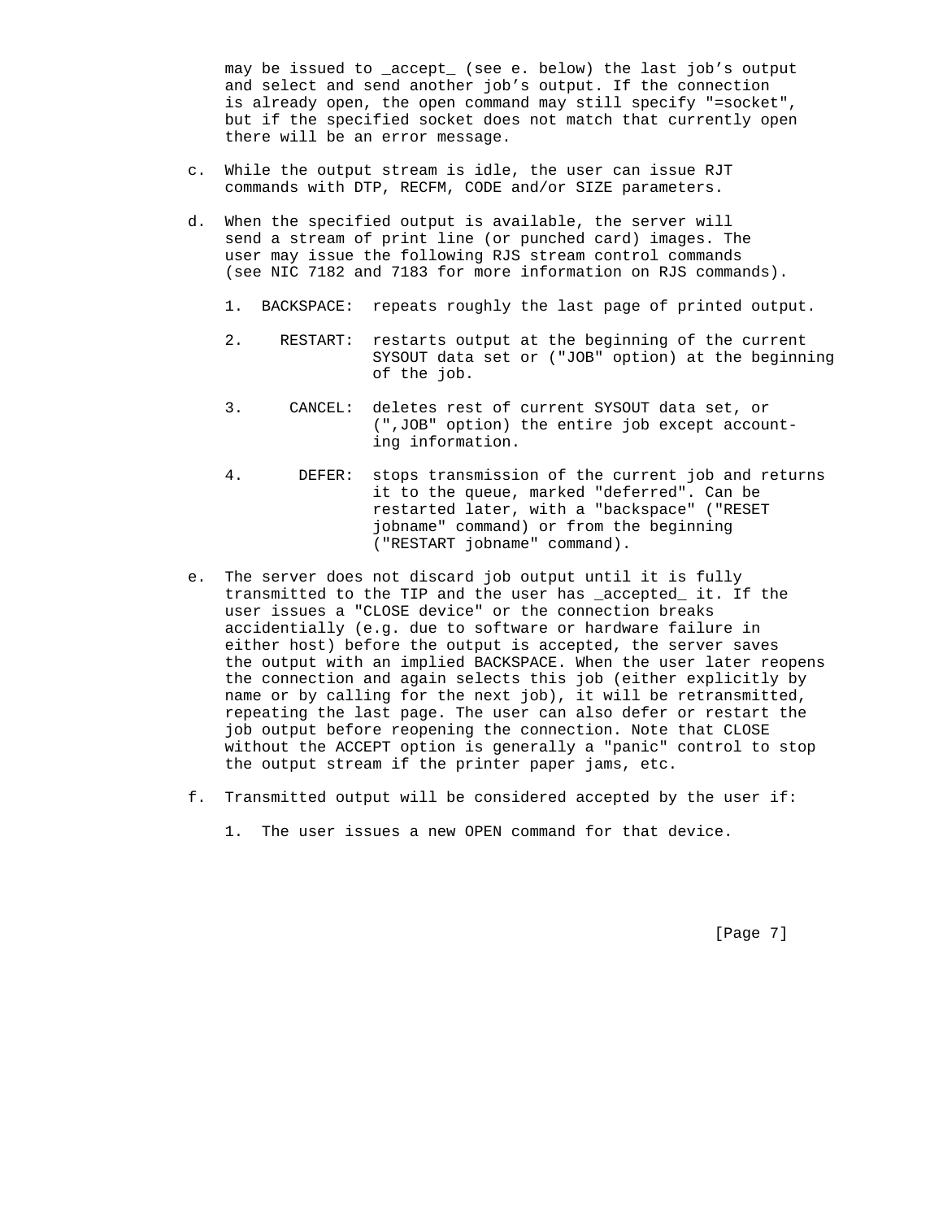may be issued to _accept_ (see e. below) the last job's output and select and send another job's output. If the connection is already open, the open command may still specify "=socket", but if the specified socket does not match that currently open there will be an error message.

c. While the output stream is idle, the user can issue RJT commands with DTP, RECFM, CODE and/or SIZE parameters.

d. When the specified output is available, the server will send a stream of print line (or punched card) images. The user may issue the following RJS stream control commands (see NIC 7182 and 7183 for more information on RJS commands).

   1. BACKSPACE: repeats roughly the last page of printed output.

   2. RESTART: restarts output at the beginning of the current SYSOUT data set or ("JOB" option) at the beginning of the job.

   3. CANCEL: deletes rest of current SYSOUT data set, or (",JOB" option) the entire job except accounting information.

   4. DEFER: stops transmission of the current job and returns it to the queue, marked "deferred". Can be restarted later, with a "backspace" ("RESET jobname" command) or from the beginning ("RESTART jobname" command).

e. The server does not discard job output until it is fully transmitted to the TIP and the user has _accepted_ it. If the user issues a "CLOSE device" or the connection breaks accidentially (e.g. due to software or hardware failure in either host) before the output is accepted, the server saves the output with an implied BACKSPACE. When the user later reopens the connection and again selects this job (either explicitly by name or by calling for the next job), it will be retransmitted, repeating the last page. The user can also defer or restart the job output before reopening the connection. Note that CLOSE without the ACCEPT option is generally a "panic" control to stop the output stream if the printer paper jams, etc.

f. Transmitted output will be considered accepted by the user if:

   1. The user issues a new OPEN command for that device.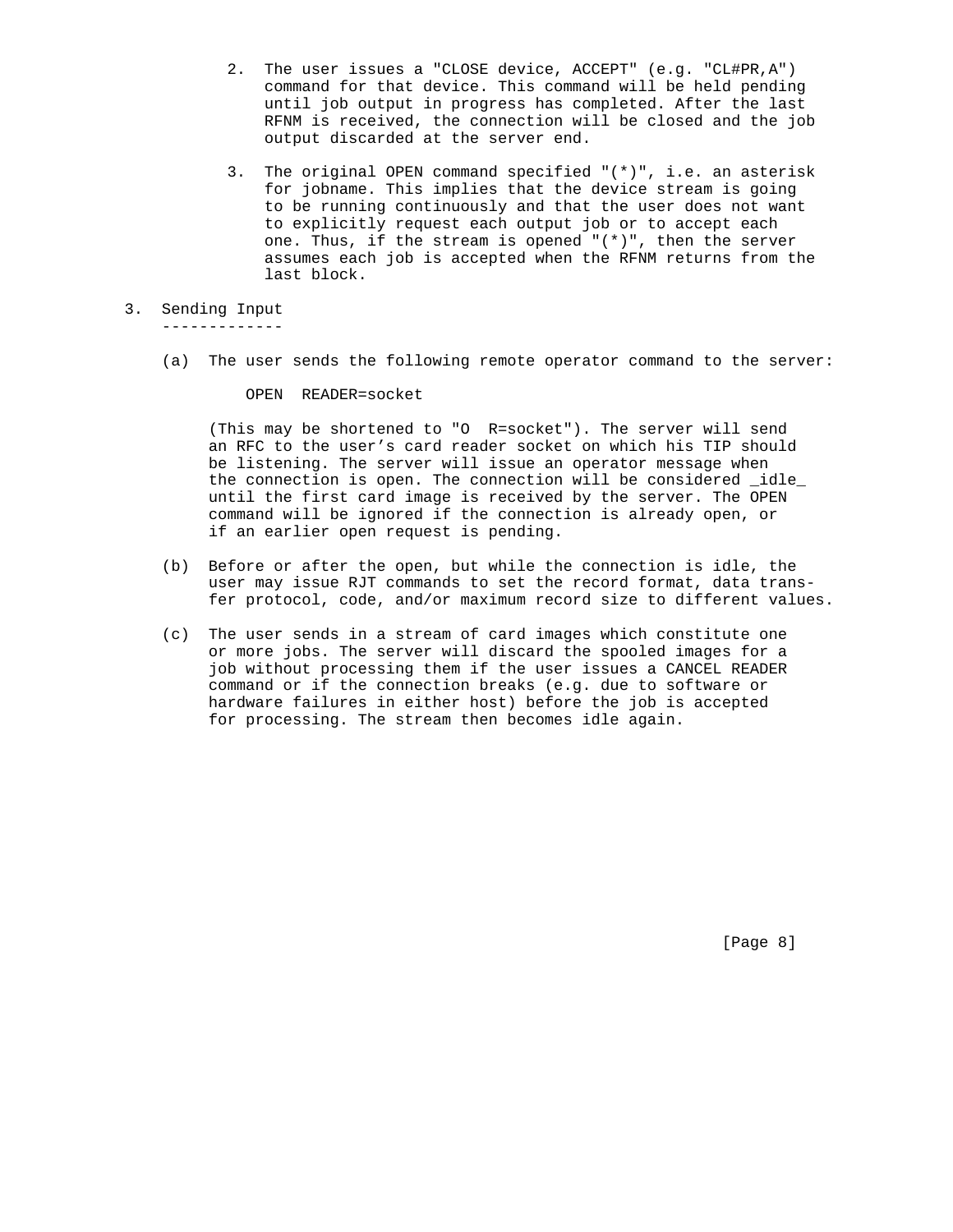2. The user issues a "CLOSE device, ACCEPT" (e.g. "CL#PR,A") command for that device. This command will be held pending until job output in progress has completed. After the last RFNM is received, the connection will be closed and the job output discarded at the server end.

3. The original OPEN command specified "(*)", i.e. an asterisk for jobname. This implies that the device stream is going to be running continuously and that the user does not want to explicitly request each output job or to accept each one. Thus, if the stream is opened "(*)", then the server assumes each job is accepted when the RFNM returns from the last block.

## 3. Sending Input

(a) The user sends the following remote operator command to the server:

```
OPEN  READER=socket
```

(This may be shortened to "O  R=socket"). The server will send an RFC to the user's card reader socket on which his TIP should be listening. The server will issue an operator message when the connection is open. The connection will be considered _idle_ until the first card image is received by the server. The OPEN command will be ignored if the connection is already open, or if an earlier open request is pending.

(b) Before or after the open, but while the connection is idle, the user may issue RJT commands to set the record format, data transfer protocol, code, and/or maximum record size to different values.

(c) The user sends in a stream of card images which constitute one or more jobs. The server will discard the spooled images for a job without processing them if the user issues a CANCEL READER command or if the connection breaks (e.g. due to software or hardware failures in either host) before the job is accepted for processing. The stream then becomes idle again.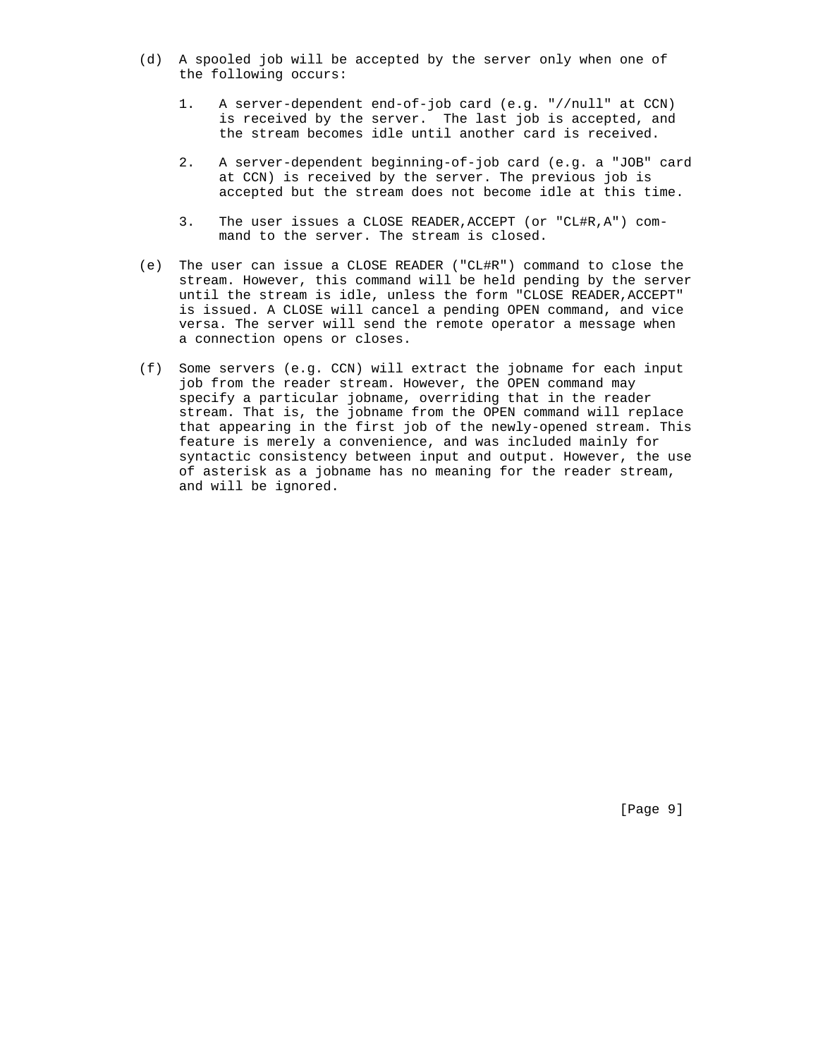(d) A spooled job will be accepted by the server only when one of the following occurs:

   1. A server-dependent end-of-job card (e.g. "//null" at CCN) is received by the server. The last job is accepted, and the stream becomes idle until another card is received.

   2. A server-dependent beginning-of-job card (e.g. a "JOB" card at CCN) is received by the server. The previous job is accepted but the stream does not become idle at this time.

   3. The user issues a CLOSE READER,ACCEPT (or "CL#R,A") command to the server. The stream is closed.

(e) The user can issue a CLOSE READER ("CL#R") command to close the stream. However, this command will be held pending by the server until the stream is idle, unless the form "CLOSE READER,ACCEPT" is issued. A CLOSE will cancel a pending OPEN command, and vice versa. The server will send the remote operator a message when a connection opens or closes.

(f) Some servers (e.g. CCN) will extract the jobname for each input job from the reader stream. However, the OPEN command may specify a particular jobname, overriding that in the reader stream. That is, the jobname from the OPEN command will replace that appearing in the first job of the newly-opened stream. This feature is merely a convenience, and was included mainly for syntactic consistency between input and output. However, the use of asterisk as a jobname has no meaning for the reader stream, and will be ignored.